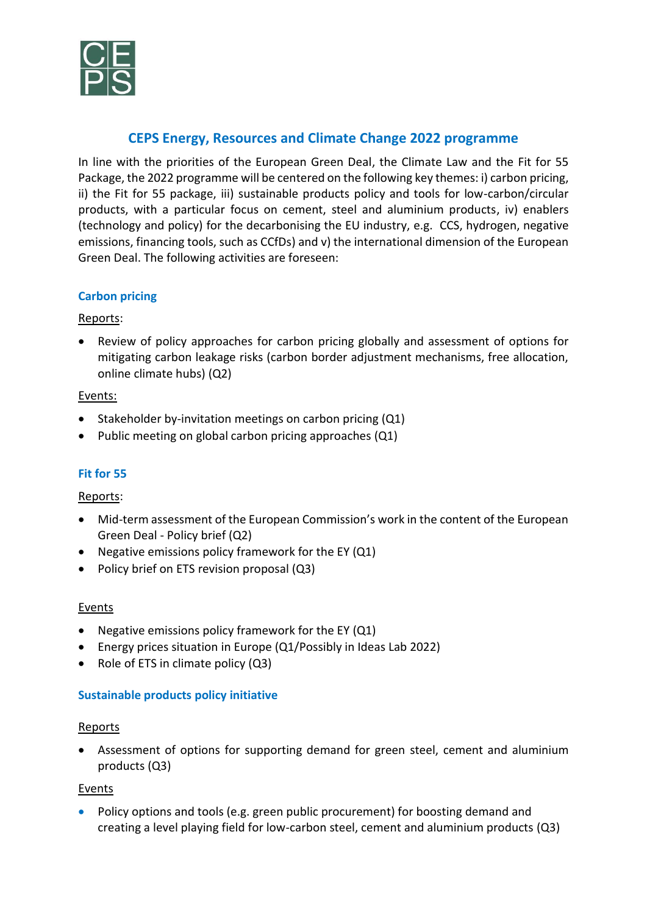# CEPS Energy, Resources and Climate Change 2022 programme

In line with the priorities of the European Green Deal, the Climate Law and the Fit for 55 Package, the 2022 programme will be centered on the following key themes: i) carbon pricing, ii) the Fit for 55 package, iii) sustainable products policy and tools for low-carbon/circular products, with a particular focus on cement, steel and aluminium products, iv) enablers (technology and policy) for the decarbonising the EU industry, e.g. CCS, hydrogen, negative emissions, financing tools, such as CCfDs) and v) the international dimension of the European Green Deal. The following activities are foreseen:

## Carbon pricing

Reports:

- Review of policy approaches for carbon pricing globally and assessment of options for mitigating carbon leakage risks (carbon border adjustment mechanisms, free allocation, online climate hubs) (Q2)

Events:

- Stakeholder by-invitation meetings on carbon pricing (Q1)
- Public meeting on global carbon pricing approaches (Q1)

## Fit for 55

Reports:

- Mid-term assessment of the European Commission's work in the content of the European Green Deal - Policy brief (Q2)
- Negative emissions policy framework for the EY (Q1)
- Policy brief on ETS revision proposal (Q3)

Events

- Negative emissions policy framework for the EY (Q1)
- Energy prices situation in Europe (Q1/Possibly in Ideas Lab 2022)
- Role of ETS in climate policy (Q3)

## Sustainable products policy initiative

Reports

- Assessment of options for supporting demand for green steel, cement and aluminium products (Q3)

Events

- Policy options and tools (e.g. green public procurement) for boosting demand and creating a level playing field for low-carbon steel, cement and aluminium products (Q3)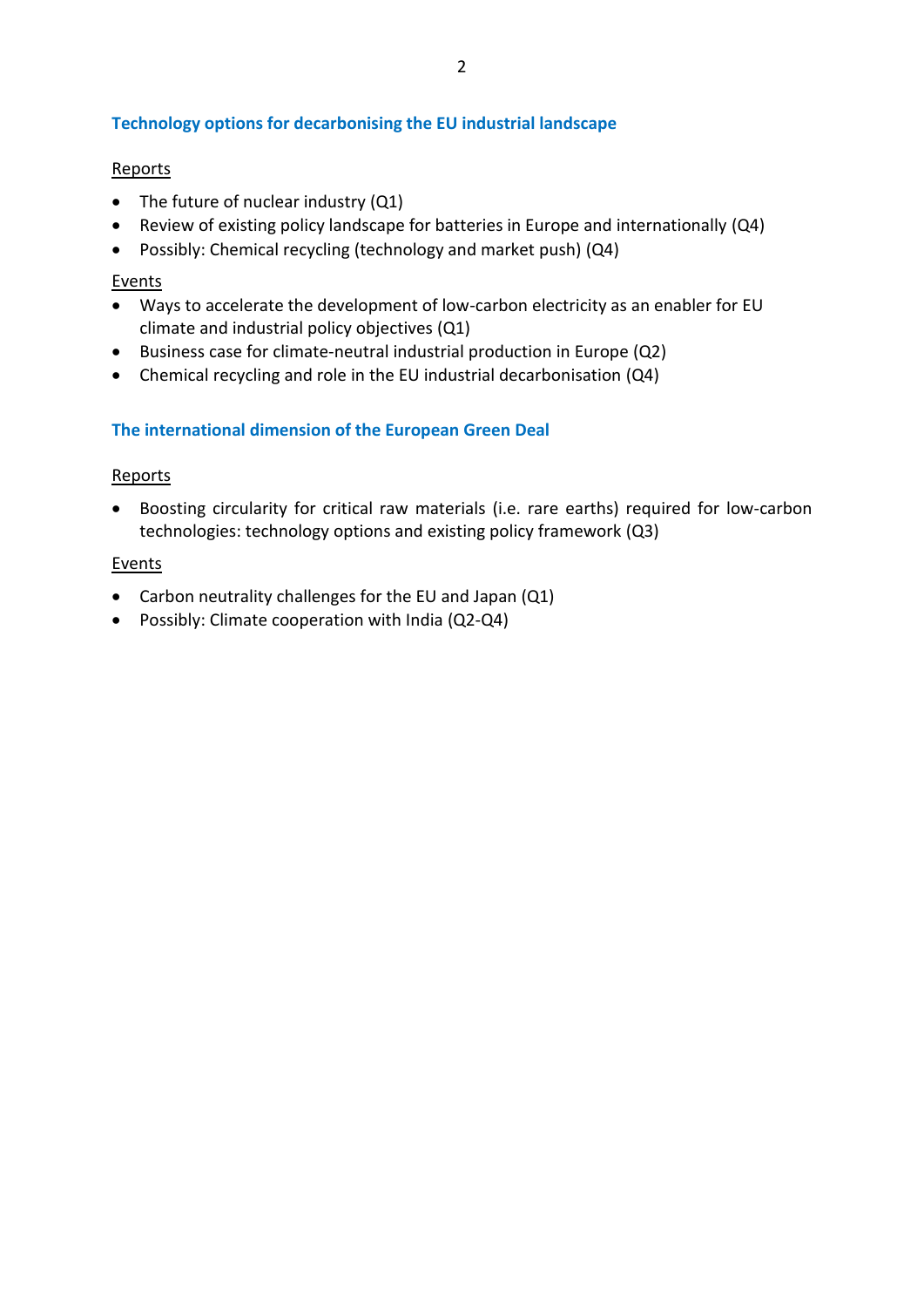## Technology options for decarbonising the EU industrial landscape

Reports

- The future of nuclear industry (Q1)
- Review of existing policy landscape for batteries in Europe and internationally (Q4)
- Possibly: Chemical recycling (technology and market push) (Q4)

Events

- Ways to accelerate the development of low-carbon electricity as an enabler for EU climate and industrial policy objectives (Q1)
- Business case for climate-neutral industrial production in Europe (Q2)
- Chemical recycling and role in the EU industrial decarbonisation (Q4)

## The international dimension of the European Green Deal

Reports

- Boosting circularity for critical raw materials (i.e. rare earths) required for low-carbon technologies: technology options and existing policy framework (Q3)

Events

- Carbon neutrality challenges for the EU and Japan (Q1)
- Possibly: Climate cooperation with India (Q2-Q4)